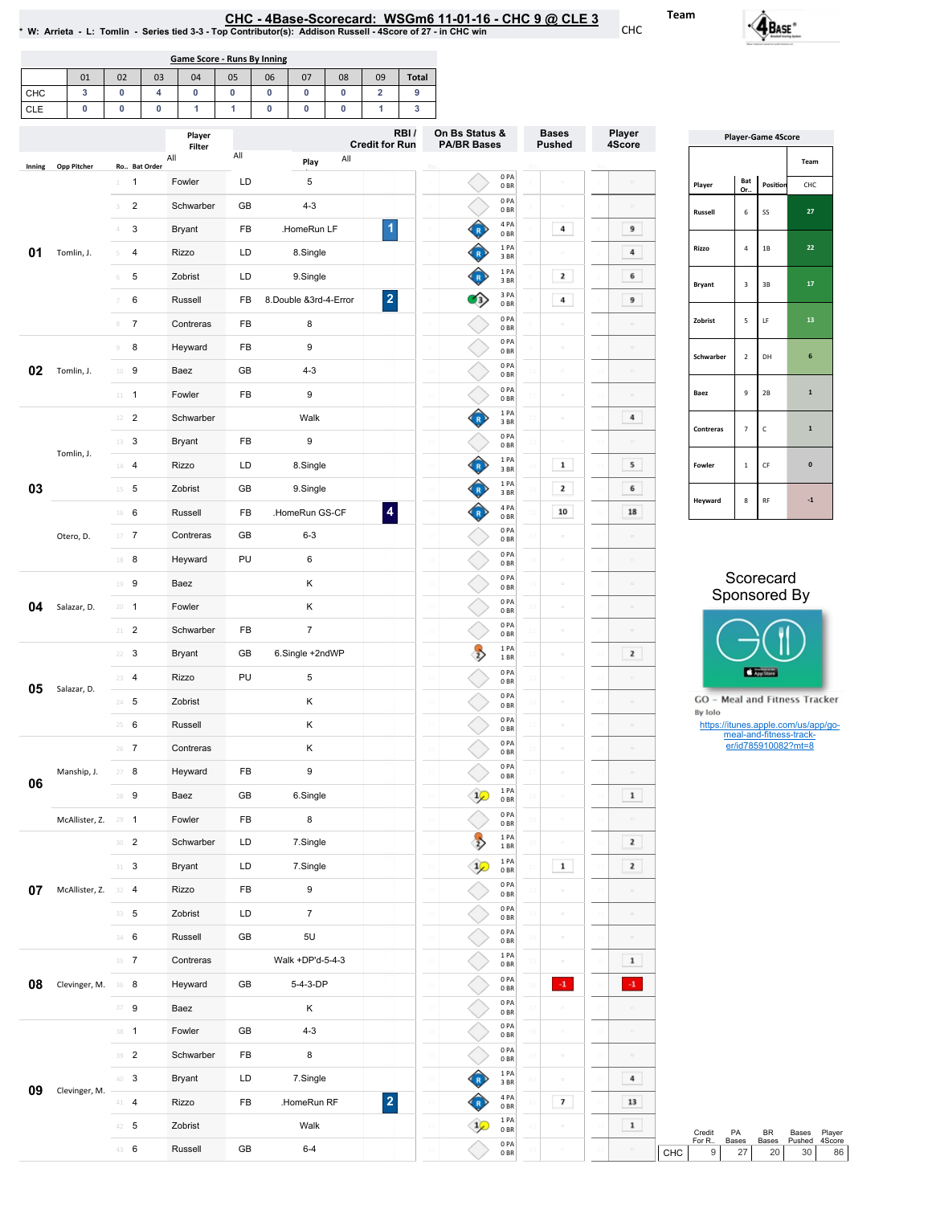# CHC - 4Base-Scorecard: WSGm6 11-01-16 - CHC 9 @ CLE 3

* W: Arrieta - L: Tomlin - Series tied 3-3 - Top Contributor(s): Addison Russell - 4Score of 27 - in CHC win

Team: CHC

## Game Score - Runs By Inning

| | 01 | 02 | 03 | 04 | 05 | 06 | 07 | 08 | 09 | Total |
|---|---|---|---|---|---|---|---|---|---|---|
| CHC | 3 | 0 | 4 | 0 | 0 | 0 | 0 | 0 | 2 | 9 |
| CLE | 0 | 0 | 0 | 1 | 1 | 0 | 0 | 0 | 1 | 3 |

## Play-by-Play

| Inning | Opp Pitcher | Ro.. | Bat Order | Player | | Play | RBI / Credit for Run | On Bs Status & PA/BR Bases | Bases Pushed | Player 4Score |
|---|---|---|---|---|---|---|---|---|---|---|
| 01 | Tomlin, J. | 1 | 1 | Fowler | LD | 5 | | 0 PA 0 BR | | |
| | | 2 | 2 | Schwarber | GB | 4-3 | | 0 PA 0 BR | | |
| | | 3 | 3 | Bryant | FB | .HomeRun LF | 1 | 4 PA 0 BR | 4 | 9 |
| | | 4 | 4 | Rizzo | LD | 8.Single | | 1 PA 3 BR | | 4 |
| | | 5 | 5 | Zobrist | LD | 9.Single | | 1 PA 3 BR | 2 | 6 |
| | | 6 | 6 | Russell | FB | 8.Double &3rd-4-Error | 2 | 3 PA 0 BR | 4 | 9 |
| | | 7 | 7 | Contreras | FB | 8 | | 0 PA 0 BR | | |
| 02 | Tomlin, J. | 8 | 8 | Heyward | FB | 9 | | 0 PA 0 BR | | |
| | | 9 | 9 | Baez | GB | 4-3 | | 0 PA 0 BR | | |
| | | 10 | 1 | Fowler | FB | 9 | | 0 PA 0 BR | | |
| 03 | Tomlin, J. | 11 | 2 | Schwarber | | Walk | | 1 PA 3 BR | | 4 |
| | | 12 | 3 | Bryant | FB | 9 | | 0 PA 0 BR | | |
| | | 13 | 4 | Rizzo | LD | 8.Single | | 1 PA 3 BR | 1 | 5 |
| | | 14 | 5 | Zobrist | GB | 9.Single | | 1 PA 3 BR | 2 | 6 |
| | | 15 | 6 | Russell | FB | .HomeRun GS-CF | 4 | 4 PA 0 BR | 10 | 18 |
| | Otero, D. | 16 | 7 | Contreras | GB | 6-3 | | 0 PA 0 BR | | |
| | | 17 | 8 | Heyward | PU | 6 | | 0 PA 0 BR | | |
| 04 | Salazar, D. | 18 | 9 | Baez | | K | | 0 PA 0 BR | | |
| | | 19 | 1 | Fowler | | K | | 0 PA 0 BR | | |
| | | 20 | 2 | Schwarber | FB | 7 | | 0 PA 0 BR | | |
| 05 | Salazar, D. | 21 | 3 | Bryant | GB | 6.Single +2ndWP | | 1 PA 1 BR | | 2 |
| | | 22 | 4 | Rizzo | PU | 5 | | 0 PA 0 BR | | |
| | | 23 | 5 | Zobrist | | K | | 0 PA 0 BR | | |
| | | 24 | 6 | Russell | | K | | 0 PA 0 BR | | |
| 06 | Manship, J. | 25 | 7 | Contreras | | K | | 0 PA 0 BR | | |
| | | 26 | 8 | Heyward | FB | 9 | | 0 PA 0 BR | | |
| | | 27 | 9 | Baez | GB | 6.Single | | 1 PA 0 BR | | 1 |
| | McAllister, Z. | 28 | 1 | Fowler | FB | 8 | | 0 PA 0 BR | | |
| 07 | McAllister, Z. | 29 | 2 | Schwarber | LD | 7.Single | | 1 PA 1 BR | | 2 |
| | | 30 | 3 | Bryant | LD | 7.Single | | 1 PA 0 BR | 1 | 2 |
| | | 31 | 4 | Rizzo | FB | 9 | | 0 PA 0 BR | | |
| | | 32 | 5 | Zobrist | LD | 7 | | 0 PA 0 BR | | |
| | | 33 | 6 | Russell | GB | 5U | | 0 PA 0 BR | | |
| 08 | Clevinger, M. | 34 | 7 | Contreras | | Walk +DP'd-5-4-3 | | 1 PA 0 BR | | 1 |
| | | 35 | 8 | Heyward | GB | 5-4-3-DP | | 0 PA 0 BR | -1 | -1 |
| | | 36 | 9 | Baez | | K | | 0 PA 0 BR | | |
| 09 | Clevinger, M. | 37 | 1 | Fowler | GB | 4-3 | | 0 PA 0 BR | | |
| | | 38 | 2 | Schwarber | FB | 8 | | 0 PA 0 BR | | |
| | | 39 | 3 | Bryant | LD | 7.Single | | 1 PA 3 BR | | 4 |
| | | 40 | 4 | Rizzo | FB | .HomeRun RF | 2 | 4 PA 0 BR | 7 | 13 |
| | | 41 | 5 | Zobrist | | Walk | | 1 PA 0 BR | | 1 |
| | | 42 | 6 | Russell | GB | 6-4 | | 0 PA 0 BR | | |

## Player-Game 4Score

| Player | Bat Or.. | Position | CHC |
|---|---|---|---|
| Russell | 6 | SS | 27 |
| Rizzo | 4 | 1B | 22 |
| Bryant | 3 | 3B | 17 |
| Zobrist | 5 | LF | 13 |
| Schwarber | 2 | DH | 6 |
| Baez | 9 | 2B | 1 |
| Contreras | 7 | C | 1 |
| Fowler | 1 | CF | 0 |
| Heyward | 8 | RF | -1 |

## Team Totals

| | Credit For R.. | PA Bases | BR Bases | Bases Pushed | Player 4Score |
|---|---|---|---|---|---|
| CHC | 9 | 27 | 20 | 30 | 86 |

Scorecard Sponsored By

GO - Meal and Fitness Tracker
By Iolo
https://itunes.apple.com/us/app/go-meal-and-fitness-track-er/id785910082?mt=8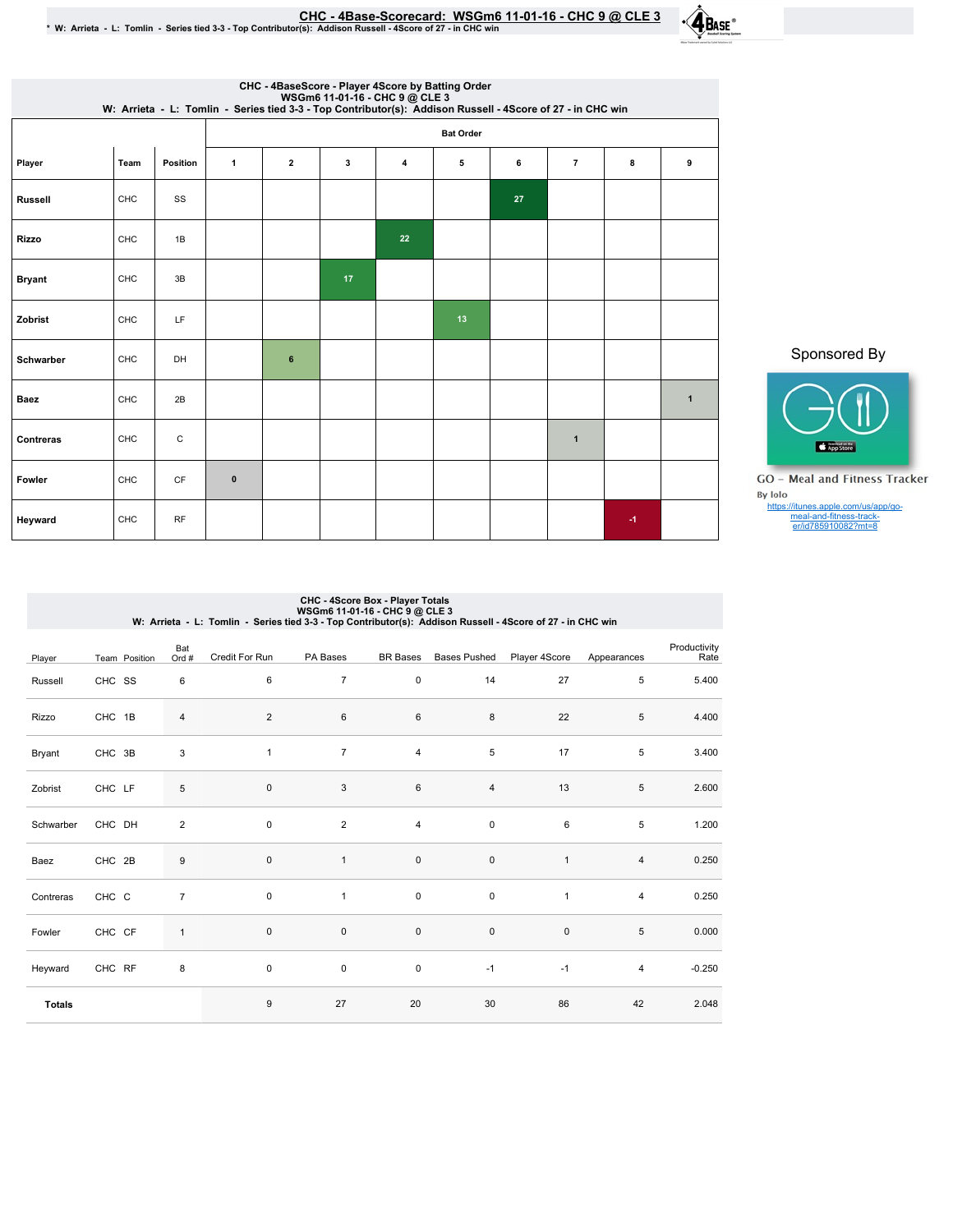# CHC - 4Base-Scorecard: WSGm6 11-01-16 - CHC 9 @ CLE 3

\* W: Arrieta - L: Tomlin - Series tied 3-3 - Top Contributor(s): Addison Russell - 4Score of 27 - in CHC win

## CHC - 4BaseScore - Player 4Score by Batting Order
WSGm6 11-01-16 - CHC 9 @ CLE 3
W: Arrieta - L: Tomlin - Series tied 3-3 - Top Contributor(s): Addison Russell - 4Score of 27 - in CHC win

| | | | Bat Order | | | | | | | | |
|---|---|---|---|---|---|---|---|---|---|---|---|
| Player | Team | Position | 1 | 2 | 3 | 4 | 5 | 6 | 7 | 8 | 9 |
| Russell | CHC | SS | | | | | | 27 | | | |
| Rizzo | CHC | 1B | | | | 22 | | | | | |
| Bryant | CHC | 3B | | | 17 | | | | | | |
| Zobrist | CHC | LF | | | | | 13 | | | | |
| Schwarber | CHC | DH | | 6 | | | | | | | |
| Baez | CHC | 2B | | | | | | | | | 1 |
| Contreras | CHC | C | | | | | | | 1 | | |
| Fowler | CHC | CF | 0 | | | | | | | | |
| Heyward | CHC | RF | | | | | | | | -1 | |

Sponsored By

GO – Meal and Fitness Tracker
By Iolo
https://itunes.apple.com/us/app/go-meal-and-fitness-track-er/id785910082?mt=8

## CHC - 4Score Box - Player Totals
WSGm6 11-01-16 - CHC 9 @ CLE 3
W: Arrieta - L: Tomlin - Series tied 3-3 - Top Contributor(s): Addison Russell - 4Score of 27 - in CHC win

| Player | Team | Position | Bat Ord # | Credit For Run | PA Bases | BR Bases | Bases Pushed | Player 4Score | Appearances | Productivity Rate |
|---|---|---|---|---|---|---|---|---|---|---|
| Russell | CHC | SS | 6 | 6 | 7 | 0 | 14 | 27 | 5 | 5.400 |
| Rizzo | CHC | 1B | 4 | 2 | 6 | 6 | 8 | 22 | 5 | 4.400 |
| Bryant | CHC | 3B | 3 | 1 | 7 | 4 | 5 | 17 | 5 | 3.400 |
| Zobrist | CHC | LF | 5 | 0 | 3 | 6 | 4 | 13 | 5 | 2.600 |
| Schwarber | CHC | DH | 2 | 0 | 2 | 4 | 0 | 6 | 5 | 1.200 |
| Baez | CHC | 2B | 9 | 0 | 1 | 0 | 0 | 1 | 4 | 0.250 |
| Contreras | CHC | C | 7 | 0 | 1 | 0 | 0 | 1 | 4 | 0.250 |
| Fowler | CHC | CF | 1 | 0 | 0 | 0 | 0 | 0 | 5 | 0.000 |
| Heyward | CHC | RF | 8 | 0 | 0 | 0 | -1 | -1 | 4 | -0.250 |
| **Totals** | | | | 9 | 27 | 20 | 30 | 86 | 42 | 2.048 |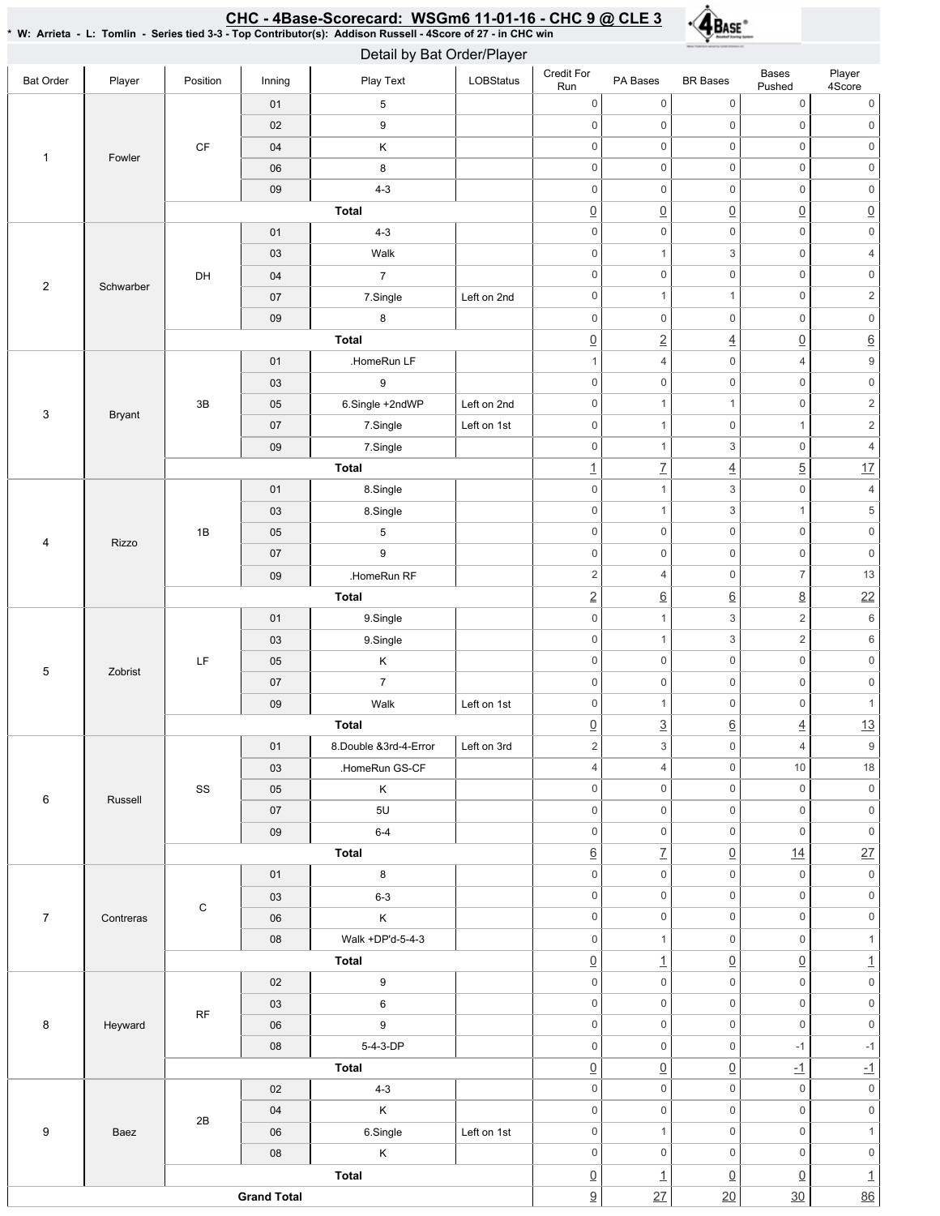## CHC - 4Base-Scorecard: WSGm6 11-01-16 - CHC 9 @ CLE 3

* W: Arrieta - L: Tomlin - Series tied 3-3 - Top Contributor(s): Addison Russell - 4Score of 27 - in CHC win

### Detail by Bat Order/Player

| Bat Order | Player | Position | Inning | Play Text | LOBStatus | Credit For Run | PA Bases | BR Bases | Bases Pushed | Player 4Score |
|---|---|---|---|---|---|---|---|---|---|---|
| 1 | Fowler | CF | 01 | 5 | | 0 | 0 | 0 | 0 | 0 |
| | | | 02 | 9 | | 0 | 0 | 0 | 0 | 0 |
| | | | 04 | K | | 0 | 0 | 0 | 0 | 0 |
| | | | 06 | 8 | | 0 | 0 | 0 | 0 | 0 |
| | | | 09 | 4-3 | | 0 | 0 | 0 | 0 | 0 |
| | | | **Total** | | | 0 | 0 | 0 | 0 | 0 |
| 2 | Schwarber | DH | 01 | 4-3 | | 0 | 0 | 0 | 0 | 0 |
| | | | 03 | Walk | | 0 | 1 | 3 | 0 | 4 |
| | | | 04 | 7 | | 0 | 0 | 0 | 0 | 0 |
| | | | 07 | 7.Single | Left on 2nd | 0 | 1 | 1 | 0 | 2 |
| | | | 09 | 8 | | 0 | 0 | 0 | 0 | 0 |
| | | | **Total** | | | 0 | 2 | 4 | 0 | 6 |
| 3 | Bryant | 3B | 01 | .HomeRun LF | | 1 | 4 | 0 | 4 | 9 |
| | | | 03 | 9 | | 0 | 0 | 0 | 0 | 0 |
| | | | 05 | 6.Single +2ndWP | Left on 2nd | 0 | 1 | 1 | 0 | 2 |
| | | | 07 | 7.Single | Left on 1st | 0 | 1 | 0 | 1 | 2 |
| | | | 09 | 7.Single | | 0 | 1 | 3 | 0 | 4 |
| | | | **Total** | | | 1 | 7 | 4 | 5 | 17 |
| 4 | Rizzo | 1B | 01 | 8.Single | | 0 | 1 | 3 | 0 | 4 |
| | | | 03 | 8.Single | | 0 | 1 | 3 | 1 | 5 |
| | | | 05 | 5 | | 0 | 0 | 0 | 0 | 0 |
| | | | 07 | 9 | | 0 | 0 | 0 | 0 | 0 |
| | | | 09 | .HomeRun RF | | 2 | 4 | 0 | 7 | 13 |
| | | | **Total** | | | 2 | 6 | 6 | 8 | 22 |
| 5 | Zobrist | LF | 01 | 9.Single | | 0 | 1 | 3 | 2 | 6 |
| | | | 03 | 9.Single | | 0 | 1 | 3 | 2 | 6 |
| | | | 05 | K | | 0 | 0 | 0 | 0 | 0 |
| | | | 07 | 7 | | 0 | 0 | 0 | 0 | 0 |
| | | | 09 | Walk | Left on 1st | 0 | 1 | 0 | 0 | 1 |
| | | | **Total** | | | 0 | 3 | 6 | 4 | 13 |
| 6 | Russell | SS | 01 | 8.Double &3rd-4-Error | Left on 3rd | 2 | 3 | 0 | 4 | 9 |
| | | | 03 | .HomeRun GS-CF | | 4 | 4 | 0 | 10 | 18 |
| | | | 05 | K | | 0 | 0 | 0 | 0 | 0 |
| | | | 07 | 5U | | 0 | 0 | 0 | 0 | 0 |
| | | | 09 | 6-4 | | 0 | 0 | 0 | 0 | 0 |
| | | | **Total** | | | 6 | 7 | 0 | 14 | 27 |
| 7 | Contreras | C | 01 | 8 | | 0 | 0 | 0 | 0 | 0 |
| | | | 03 | 6-3 | | 0 | 0 | 0 | 0 | 0 |
| | | | 06 | K | | 0 | 0 | 0 | 0 | 0 |
| | | | 08 | Walk +DP'd-5-4-3 | | 0 | 1 | 0 | 0 | 1 |
| | | | **Total** | | | 0 | 1 | 0 | 0 | 1 |
| 8 | Heyward | RF | 02 | 9 | | 0 | 0 | 0 | 0 | 0 |
| | | | 03 | 6 | | 0 | 0 | 0 | 0 | 0 |
| | | | 06 | 9 | | 0 | 0 | 0 | 0 | 0 |
| | | | 08 | 5-4-3-DP | | 0 | 0 | 0 | -1 | -1 |
| | | | **Total** | | | 0 | 0 | 0 | -1 | -1 |
| 9 | Baez | 2B | 02 | 4-3 | | 0 | 0 | 0 | 0 | 0 |
| | | | 04 | K | | 0 | 0 | 0 | 0 | 0 |
| | | | 06 | 6.Single | Left on 1st | 0 | 1 | 0 | 0 | 1 |
| | | | 08 | K | | 0 | 0 | 0 | 0 | 0 |
| | | | **Total** | | | 0 | 1 | 0 | 0 | 1 |
| **Grand Total** | | | | | | 9 | 27 | 20 | 30 | 86 |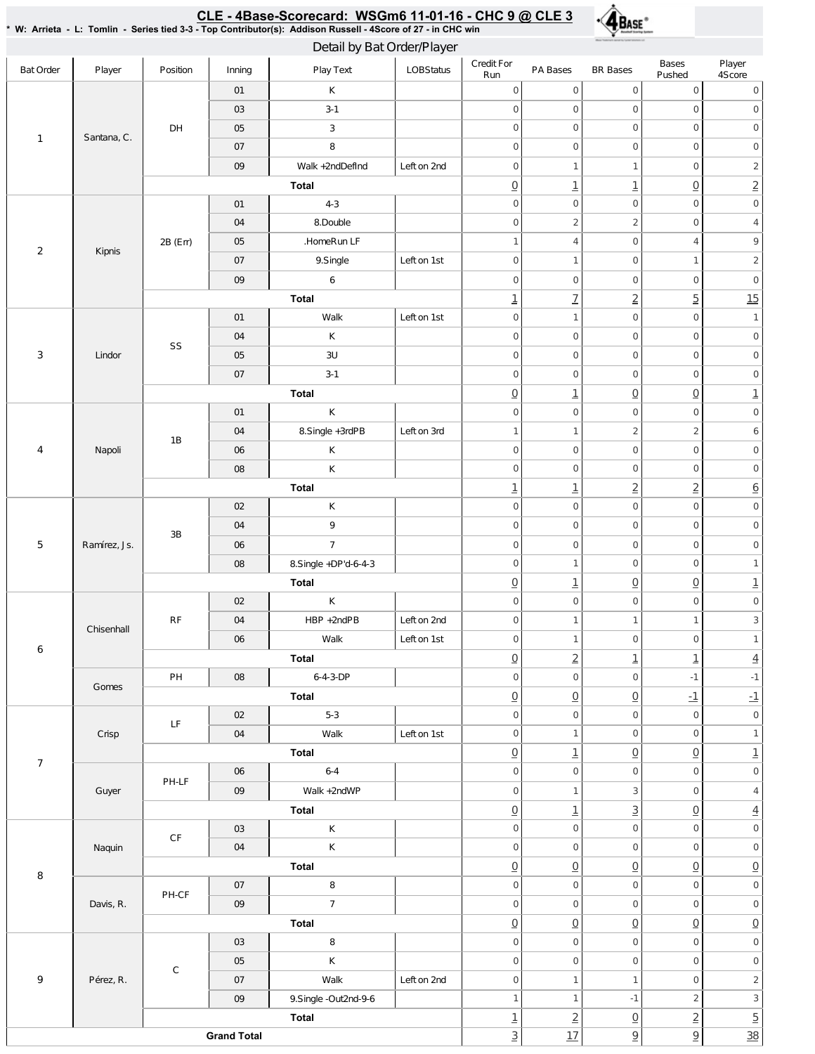# CLE - 4Base-Scorecard: WSGm6 11-01-16 - CHC 9 @ CLE 3

* W: Arrieta - L: Tomlin - Series tied 3-3 - Top Contributor(s): Addison Russell - 4Score of 27 - in CHC win

## Detail by Bat Order/Player

| Bat Order | Player | Position | Inning | Play Text | LOBStatus | Credit For Run | PA Bases | BR Bases | Bases Pushed | Player 4Score |
|---|---|---|---|---|---|---|---|---|---|---|
| 1 | Santana, C. | DH | 01 | K | | 0 | 0 | 0 | 0 | 0 |
| | | | 03 | 3-1 | | 0 | 0 | 0 | 0 | 0 |
| | | | 05 | 3 | | 0 | 0 | 0 | 0 | 0 |
| | | | 07 | 8 | | 0 | 0 | 0 | 0 | 0 |
| | | | 09 | Walk +2ndDefInd | Left on 2nd | 0 | 1 | 1 | 0 | 2 |
| | | | | **Total** | | 0 | 1 | 1 | 0 | 2 |
| 2 | Kipnis | 2B (Err) | 01 | 4-3 | | 0 | 0 | 0 | 0 | 0 |
| | | | 04 | 8.Double | | 0 | 2 | 2 | 0 | 4 |
| | | | 05 | .HomeRun LF | | 1 | 4 | 0 | 4 | 9 |
| | | | 07 | 9.Single | Left on 1st | 0 | 1 | 0 | 1 | 2 |
| | | | 09 | 6 | | 0 | 0 | 0 | 0 | 0 |
| | | | | **Total** | | 1 | 7 | 2 | 5 | 15 |
| 3 | Lindor | SS | 01 | Walk | Left on 1st | 0 | 1 | 0 | 0 | 1 |
| | | | 04 | K | | 0 | 0 | 0 | 0 | 0 |
| | | | 05 | 3U | | 0 | 0 | 0 | 0 | 0 |
| | | | 07 | 3-1 | | 0 | 0 | 0 | 0 | 0 |
| | | | | **Total** | | 0 | 1 | 0 | 0 | 1 |
| 4 | Napoli | 1B | 01 | K | | 0 | 0 | 0 | 0 | 0 |
| | | | 04 | 8.Single +3rdPB | Left on 3rd | 1 | 1 | 2 | 2 | 6 |
| | | | 06 | K | | 0 | 0 | 0 | 0 | 0 |
| | | | 08 | K | | 0 | 0 | 0 | 0 | 0 |
| | | | | **Total** | | 1 | 1 | 2 | 2 | 6 |
| 5 | Ramírez, Js. | 3B | 02 | K | | 0 | 0 | 0 | 0 | 0 |
| | | | 04 | 9 | | 0 | 0 | 0 | 0 | 0 |
| | | | 06 | 7 | | 0 | 0 | 0 | 0 | 0 |
| | | | 08 | 8.Single +DP'd-6-4-3 | | 0 | 1 | 0 | 0 | 1 |
| | | | | **Total** | | 0 | 1 | 0 | 0 | 1 |
| 6 | Chisenhall | RF | 02 | K | | 0 | 0 | 0 | 0 | 0 |
| | | | 04 | HBP +2ndPB | Left on 2nd | 0 | 1 | 1 | 1 | 3 |
| | | | 06 | Walk | Left on 1st | 0 | 1 | 0 | 0 | 1 |
| | | | | **Total** | | 0 | 2 | 1 | 1 | 4 |
| | Gomes | PH | 08 | 6-4-3-DP | | 0 | 0 | 0 | -1 | -1 |
| | | | | **Total** | | 0 | 0 | 0 | -1 | -1 |
| 7 | Crisp | LF | 02 | 5-3 | | 0 | 0 | 0 | 0 | 0 |
| | | | 04 | Walk | Left on 1st | 0 | 1 | 0 | 0 | 1 |
| | | | | **Total** | | 0 | 1 | 0 | 0 | 1 |
| | Guyer | PH-LF | 06 | 6-4 | | 0 | 0 | 0 | 0 | 0 |
| | | | 09 | Walk +2ndWP | | 0 | 1 | 3 | 0 | 4 |
| | | | | **Total** | | 0 | 1 | 3 | 0 | 4 |
| 8 | Naquin | CF | 03 | K | | 0 | 0 | 0 | 0 | 0 |
| | | | 04 | K | | 0 | 0 | 0 | 0 | 0 |
| | | | | **Total** | | 0 | 0 | 0 | 0 | 0 |
| | Davis, R. | PH-CF | 07 | 8 | | 0 | 0 | 0 | 0 | 0 |
| | | | 09 | 7 | | 0 | 0 | 0 | 0 | 0 |
| | | | | **Total** | | 0 | 0 | 0 | 0 | 0 |
| 9 | Pérez, R. | C | 03 | 8 | | 0 | 0 | 0 | 0 | 0 |
| | | | 05 | K | | 0 | 0 | 0 | 0 | 0 |
| | | | 07 | Walk | Left on 2nd | 0 | 1 | 1 | 0 | 2 |
| | | | 09 | 9.Single -Out2nd-9-6 | | 1 | 1 | -1 | 2 | 3 |
| | | | | **Total** | | 1 | 2 | 0 | 2 | 5 |
| **Grand Total** | | | | | | 3 | 17 | 9 | 9 | 38 |